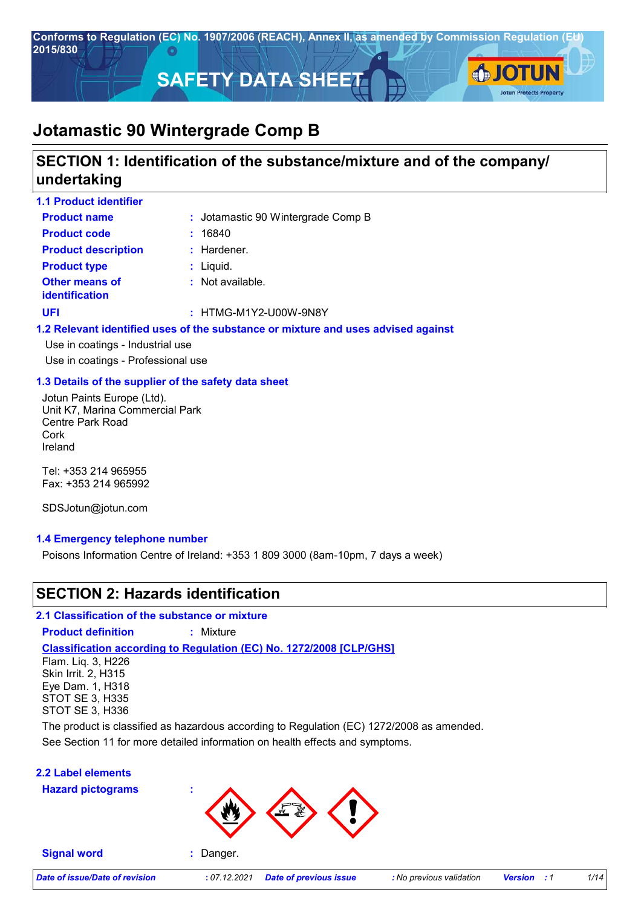Conforms to Regulation (EC) No. 1907/2006 (REACH), Annex II, as amended by Commission Regulation (EU) 2015/830

# SAFETY DATA SHEET

# Jotamastic 90 Wintergrade Comp B

## SECTION 1: Identification of the substance/mixture and of the company/ undertaking

### 1.1 Product identifier

| | | |
|---|---|---|
| **Product name** | : | Jotamastic 90 Wintergrade Comp B |
| **Product code** | : | 16840 |
| **Product description** | : | Hardener. |
| **Product type** | : | Liquid. |
| **Other means of identification** | : | Not available. |
| **UFI** | : | HTMG-M1Y2-U00W-9N8Y |

### 1.2 Relevant identified uses of the substance or mixture and uses advised against

Use in coatings - Industrial use

Use in coatings - Professional use

### 1.3 Details of the supplier of the safety data sheet

Jotun Paints Europe (Ltd).
Unit K7, Marina Commercial Park
Centre Park Road
Cork
Ireland

Tel: +353 214 965955
Fax: +353 214 965992

SDSJotun@jotun.com

### 1.4 Emergency telephone number

Poisons Information Centre of Ireland: +353 1 809 3000 (8am-10pm, 7 days a week)

## SECTION 2: Hazards identification

### 2.1 Classification of the substance or mixture

**Product definition** : Mixture

**Classification according to Regulation (EC) No. 1272/2008 [CLP/GHS]**

Flam. Liq. 3, H226
Skin Irrit. 2, H315
Eye Dam. 1, H318
STOT SE 3, H335
STOT SE 3, H336

The product is classified as hazardous according to Regulation (EC) 1272/2008 as amended.

See Section 11 for more detailed information on health effects and symptoms.

### 2.2 Label elements

**Hazard pictograms** :

**Signal word** : Danger.

*Date of issue/Date of revision* : 07.12.2021 *Date of previous issue* : No previous validation *Version* : 1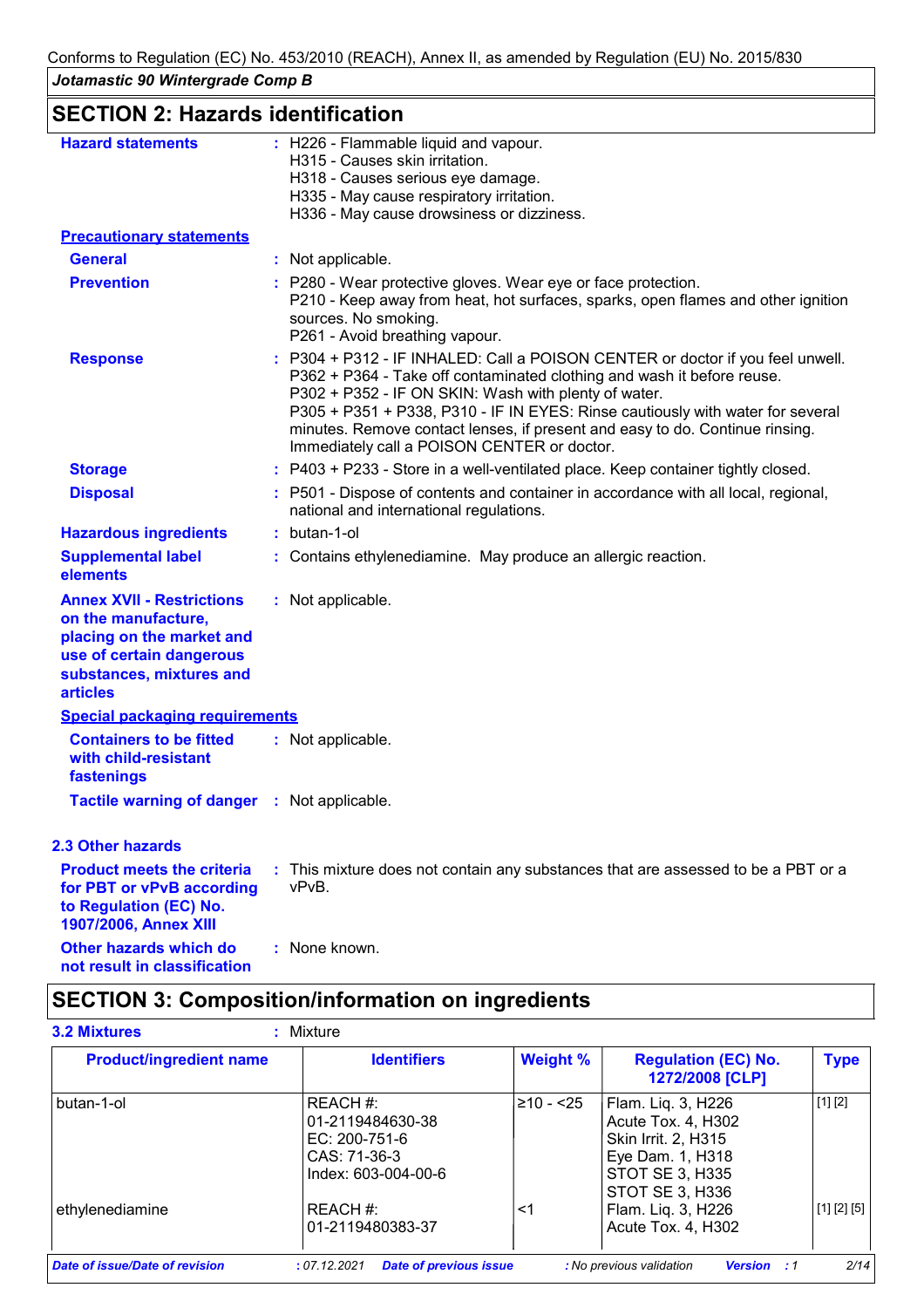## SECTION 2: Hazards identification

**Hazard statements** : H226 - Flammable liquid and vapour.
H315 - Causes skin irritation.
H318 - Causes serious eye damage.
H335 - May cause respiratory irritation.
H336 - May cause drowsiness or dizziness.

**Precautionary statements**

**General** : Not applicable.

**Prevention** : P280 - Wear protective gloves. Wear eye or face protection.
P210 - Keep away from heat, hot surfaces, sparks, open flames and other ignition sources. No smoking.
P261 - Avoid breathing vapour.

**Response** : P304 + P312 - IF INHALED: Call a POISON CENTER or doctor if you feel unwell.
P362 + P364 - Take off contaminated clothing and wash it before reuse.
P302 + P352 - IF ON SKIN: Wash with plenty of water.
P305 + P351 + P338, P310 - IF IN EYES: Rinse cautiously with water for several minutes. Remove contact lenses, if present and easy to do. Continue rinsing. Immediately call a POISON CENTER or doctor.

**Storage** : P403 + P233 - Store in a well-ventilated place. Keep container tightly closed.

**Disposal** : P501 - Dispose of contents and container in accordance with all local, regional, national and international regulations.

**Hazardous ingredients** : butan-1-ol

**Supplemental label elements** : Contains ethylenediamine. May produce an allergic reaction.

**Annex XVII - Restrictions on the manufacture, placing on the market and use of certain dangerous substances, mixtures and articles** : Not applicable.

**Special packaging requirements**

**Containers to be fitted with child-resistant fastenings** : Not applicable.

**Tactile warning of danger** : Not applicable.

### 2.3 Other hazards

**Product meets the criteria for PBT or vPvB according to Regulation (EC) No. 1907/2006, Annex XIII** : This mixture does not contain any substances that are assessed to be a PBT or a vPvB.

**Other hazards which do not result in classification** : None known.

## SECTION 3: Composition/information on ingredients

**3.2 Mixtures** : Mixture

| Product/ingredient name | Identifiers | Weight % | Regulation (EC) No. 1272/2008 [CLP] | Type |
|---|---|---|---|---|
| butan-1-ol | REACH #: 01-2119484630-38<br>EC: 200-751-6<br>CAS: 71-36-3<br>Index: 603-004-00-6 | ≥10 - <25 | Flam. Liq. 3, H226<br>Acute Tox. 4, H302<br>Skin Irrit. 2, H315<br>Eye Dam. 1, H318<br>STOT SE 3, H335<br>STOT SE 3, H336 | [1] [2] |
| ethylenediamine | REACH #: 01-2119480383-37 | <1 | Flam. Liq. 3, H226<br>Acute Tox. 4, H302 | [1] [2] [5] |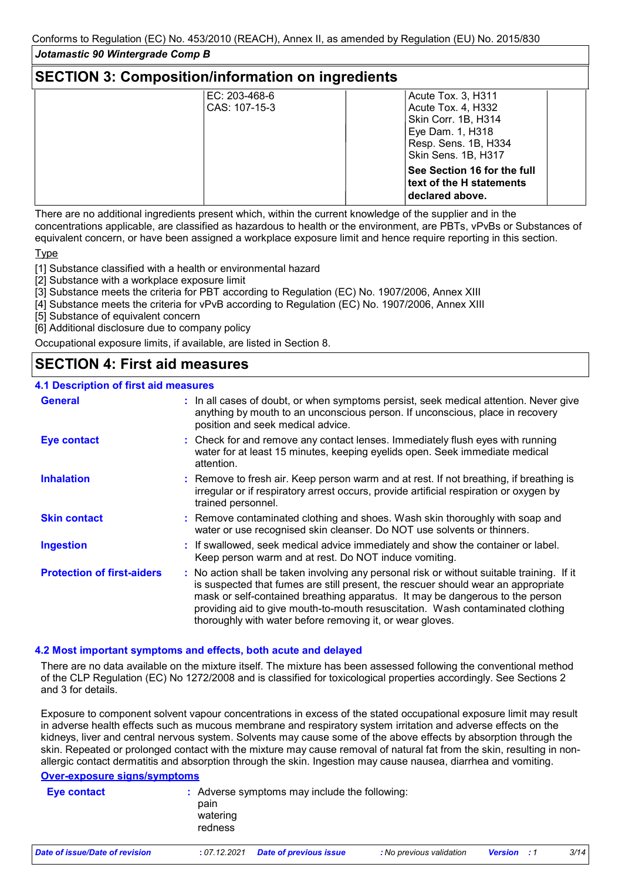Conforms to Regulation (EC) No. 453/2010 (REACH), Annex II, as amended by Regulation (EU) No. 2015/830

*Jotamastic 90 Wintergrade Comp B*

## SECTION 3: Composition/information on ingredients

| | | | | |
|---|---|---|---|---|
| | EC: 203-468-6<br>CAS: 107-15-3 | | Acute Tox. 3, H311<br>Acute Tox. 4, H332<br>Skin Corr. 1B, H314<br>Eye Dam. 1, H318<br>Resp. Sens. 1B, H334<br>Skin Sens. 1B, H317<br>**See Section 16 for the full text of the H statements declared above.** | |

There are no additional ingredients present which, within the current knowledge of the supplier and in the concentrations applicable, are classified as hazardous to health or the environment, are PBTs, vPvBs or Substances of equivalent concern, or have been assigned a workplace exposure limit and hence require reporting in this section.

Type

[1] Substance classified with a health or environmental hazard
[2] Substance with a workplace exposure limit
[3] Substance meets the criteria for PBT according to Regulation (EC) No. 1907/2006, Annex XIII
[4] Substance meets the criteria for vPvB according to Regulation (EC) No. 1907/2006, Annex XIII
[5] Substance of equivalent concern
[6] Additional disclosure due to company policy

Occupational exposure limits, if available, are listed in Section 8.

## SECTION 4: First aid measures

### 4.1 Description of first aid measures

**General** : In all cases of doubt, or when symptoms persist, seek medical attention. Never give anything by mouth to an unconscious person. If unconscious, place in recovery position and seek medical advice.

**Eye contact** : Check for and remove any contact lenses. Immediately flush eyes with running water for at least 15 minutes, keeping eyelids open. Seek immediate medical attention.

**Inhalation** : Remove to fresh air. Keep person warm and at rest. If not breathing, if breathing is irregular or if respiratory arrest occurs, provide artificial respiration or oxygen by trained personnel.

**Skin contact** : Remove contaminated clothing and shoes. Wash skin thoroughly with soap and water or use recognised skin cleanser. Do NOT use solvents or thinners.

**Ingestion** : If swallowed, seek medical advice immediately and show the container or label. Keep person warm and at rest. Do NOT induce vomiting.

**Protection of first-aiders** : No action shall be taken involving any personal risk or without suitable training. If it is suspected that fumes are still present, the rescuer should wear an appropriate mask or self-contained breathing apparatus. It may be dangerous to the person providing aid to give mouth-to-mouth resuscitation. Wash contaminated clothing thoroughly with water before removing it, or wear gloves.

### 4.2 Most important symptoms and effects, both acute and delayed

There are no data available on the mixture itself. The mixture has been assessed following the conventional method of the CLP Regulation (EC) No 1272/2008 and is classified for toxicological properties accordingly. See Sections 2 and 3 for details.

Exposure to component solvent vapour concentrations in excess of the stated occupational exposure limit may result in adverse health effects such as mucous membrane and respiratory system irritation and adverse effects on the kidneys, liver and central nervous system. Solvents may cause some of the above effects by absorption through the skin. Repeated or prolonged contact with the mixture may cause removal of natural fat from the skin, resulting in non-allergic contact dermatitis and absorption through the skin. Ingestion may cause nausea, diarrhea and vomiting.

**Over-exposure signs/symptoms**

**Eye contact** : Adverse symptoms may include the following:
pain
watering
redness

*Date of issue/Date of revision* : 07.12.2021 *Date of previous issue* : No previous validation *Version* : 1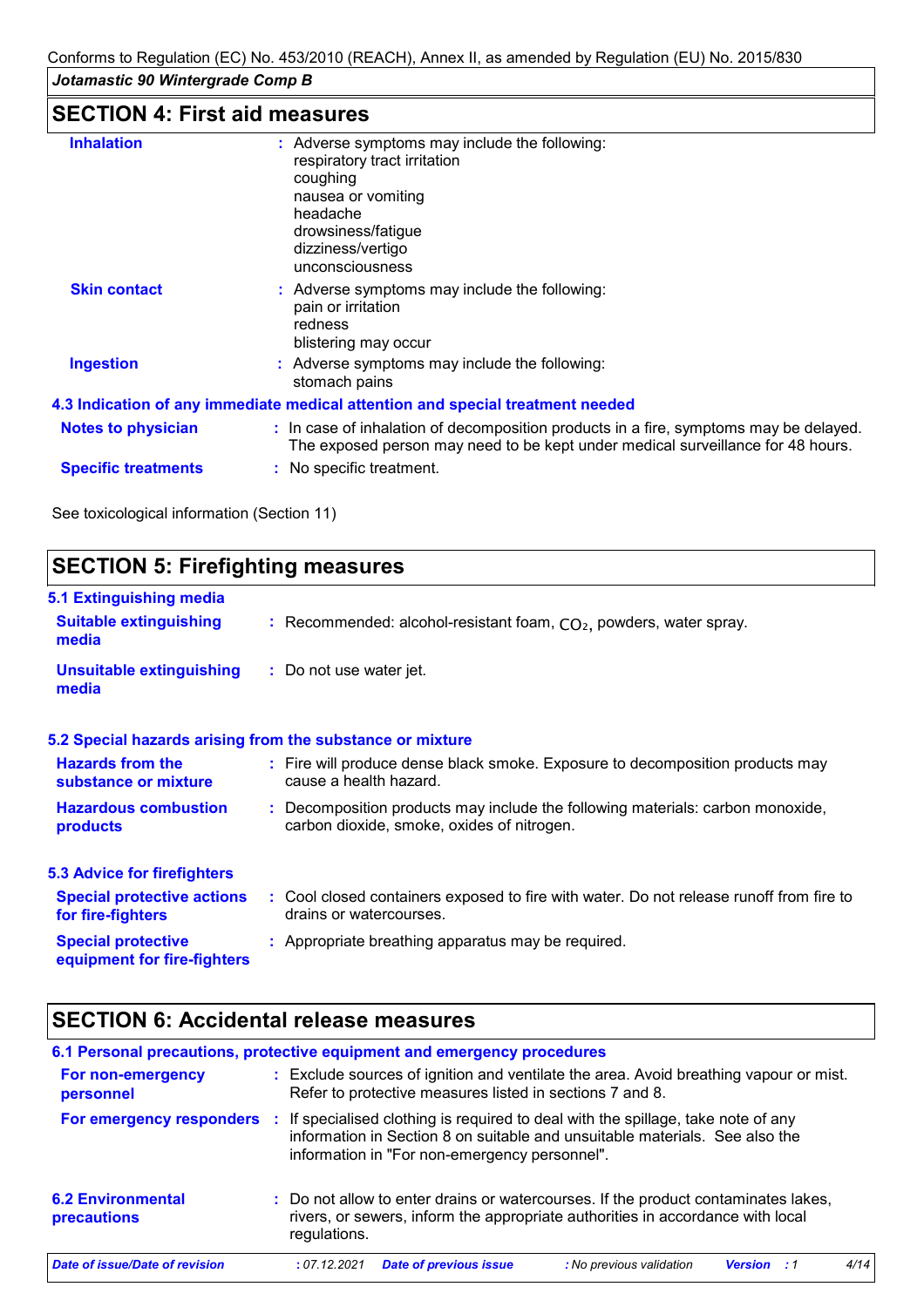## SECTION 4: First aid measures

**Inhalation** : Adverse symptoms may include the following:
respiratory tract irritation
coughing
nausea or vomiting
headache
drowsiness/fatigue
dizziness/vertigo
unconsciousness

**Skin contact** : Adverse symptoms may include the following:
pain or irritation
redness
blistering may occur

**Ingestion** : Adverse symptoms may include the following:
stomach pains

### 4.3 Indication of any immediate medical attention and special treatment needed

**Notes to physician** : In case of inhalation of decomposition products in a fire, symptoms may be delayed. The exposed person may need to be kept under medical surveillance for 48 hours.

**Specific treatments** : No specific treatment.

See toxicological information (Section 11)

## SECTION 5: Firefighting measures

### 5.1 Extinguishing media

**Suitable extinguishing media** : Recommended: alcohol-resistant foam, $CO_2$, powders, water spray.

**Unsuitable extinguishing media** : Do not use water jet.

### 5.2 Special hazards arising from the substance or mixture

**Hazards from the substance or mixture** : Fire will produce dense black smoke. Exposure to decomposition products may cause a health hazard.

**Hazardous combustion products** : Decomposition products may include the following materials: carbon monoxide, carbon dioxide, smoke, oxides of nitrogen.

### 5.3 Advice for firefighters

**Special protective actions for fire-fighters** : Cool closed containers exposed to fire with water. Do not release runoff from fire to drains or watercourses.

**Special protective equipment for fire-fighters** : Appropriate breathing apparatus may be required.

## SECTION 6: Accidental release measures

### 6.1 Personal precautions, protective equipment and emergency procedures

**For non-emergency personnel** : Exclude sources of ignition and ventilate the area. Avoid breathing vapour or mist. Refer to protective measures listed in sections 7 and 8.

**For emergency responders** : If specialised clothing is required to deal with the spillage, take note of any information in Section 8 on suitable and unsuitable materials. See also the information in "For non-emergency personnel".

**6.2 Environmental precautions** : Do not allow to enter drains or watercourses. If the product contaminates lakes, rivers, or sewers, inform the appropriate authorities in accordance with local regulations.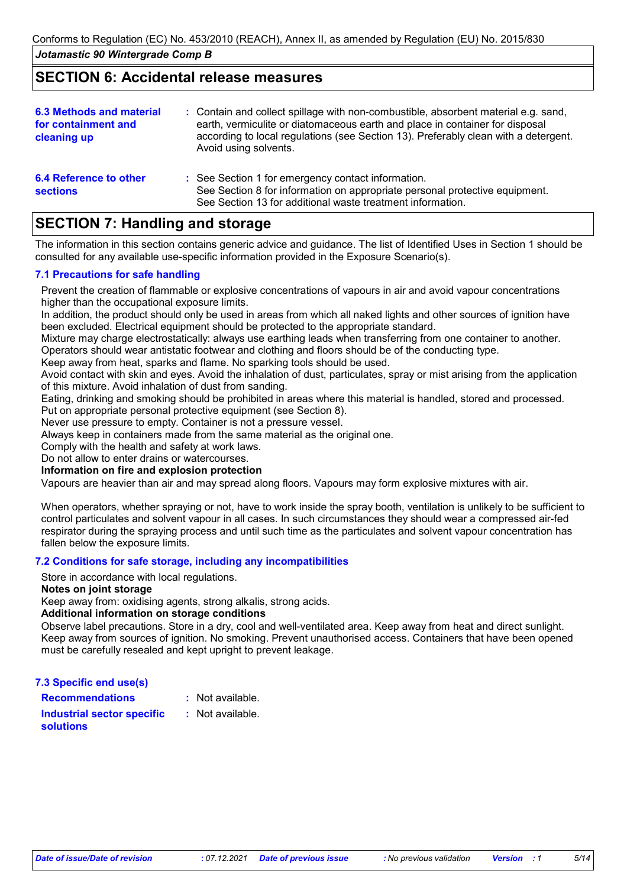## SECTION 6: Accidental release measures

| | |
|---|---|
| **6.3 Methods and material for containment and cleaning up** | : Contain and collect spillage with non-combustible, absorbent material e.g. sand, earth, vermiculite or diatomaceous earth and place in container for disposal according to local regulations (see Section 13). Preferably clean with a detergent. Avoid using solvents. |
| **6.4 Reference to other sections** | : See Section 1 for emergency contact information. See Section 8 for information on appropriate personal protective equipment. See Section 13 for additional waste treatment information. |

## SECTION 7: Handling and storage

The information in this section contains generic advice and guidance. The list of Identified Uses in Section 1 should be consulted for any available use-specific information provided in the Exposure Scenario(s).

### 7.1 Precautions for safe handling

Prevent the creation of flammable or explosive concentrations of vapours in air and avoid vapour concentrations higher than the occupational exposure limits.
In addition, the product should only be used in areas from which all naked lights and other sources of ignition have been excluded. Electrical equipment should be protected to the appropriate standard.
Mixture may charge electrostatically: always use earthing leads when transferring from one container to another. Operators should wear antistatic footwear and clothing and floors should be of the conducting type.
Keep away from heat, sparks and flame. No sparking tools should be used.
Avoid contact with skin and eyes. Avoid the inhalation of dust, particulates, spray or mist arising from the application of this mixture. Avoid inhalation of dust from sanding.
Eating, drinking and smoking should be prohibited in areas where this material is handled, stored and processed.
Put on appropriate personal protective equipment (see Section 8).
Never use pressure to empty. Container is not a pressure vessel.
Always keep in containers made from the same material as the original one.
Comply with the health and safety at work laws.
Do not allow to enter drains or watercourses.

**Information on fire and explosion protection**

Vapours are heavier than air and may spread along floors. Vapours may form explosive mixtures with air.

When operators, whether spraying or not, have to work inside the spray booth, ventilation is unlikely to be sufficient to control particulates and solvent vapour in all cases. In such circumstances they should wear a compressed air-fed respirator during the spraying process and until such time as the particulates and solvent vapour concentration has fallen below the exposure limits.

### 7.2 Conditions for safe storage, including any incompatibilities

Store in accordance with local regulations.

**Notes on joint storage**

Keep away from: oxidising agents, strong alkalis, strong acids.

**Additional information on storage conditions**

Observe label precautions. Store in a dry, cool and well-ventilated area. Keep away from heat and direct sunlight. Keep away from sources of ignition. No smoking. Prevent unauthorised access. Containers that have been opened must be carefully resealed and kept upright to prevent leakage.

### 7.3 Specific end use(s)

| | |
|---|---|
| **Recommendations** | : Not available. |
| **Industrial sector specific solutions** | : Not available. |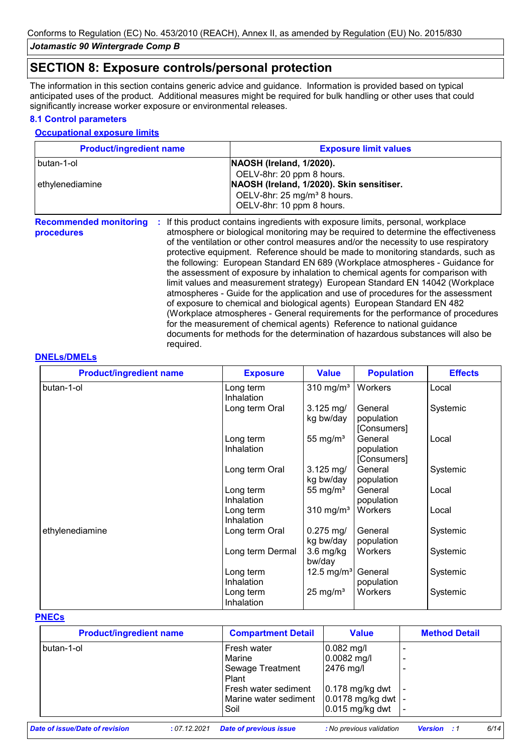## SECTION 8: Exposure controls/personal protection

The information in this section contains generic advice and guidance. Information is provided based on typical anticipated uses of the product. Additional measures might be required for bulk handling or other uses that could significantly increase worker exposure or environmental releases.

### 8.1 Control parameters

**Occupational exposure limits**

| Product/ingredient name | Exposure limit values |
|---|---|
| butan-1-ol | **NAOSH (Ireland, 1/2020).**<br>OELV-8hr: 20 ppm 8 hours. |
| ethylenediamine | **NAOSH (Ireland, 1/2020). Skin sensitiser.**<br>OELV-8hr: 25 mg/m³ 8 hours.<br>OELV-8hr: 10 ppm 8 hours. |

**Recommended monitoring procedures** : If this product contains ingredients with exposure limits, personal, workplace atmosphere or biological monitoring may be required to determine the effectiveness of the ventilation or other control measures and/or the necessity to use respiratory protective equipment. Reference should be made to monitoring standards, such as the following: European Standard EN 689 (Workplace atmospheres - Guidance for the assessment of exposure by inhalation to chemical agents for comparison with limit values and measurement strategy) European Standard EN 14042 (Workplace atmospheres - Guide for the application and use of procedures for the assessment of exposure to chemical and biological agents) European Standard EN 482 (Workplace atmospheres - General requirements for the performance of procedures for the measurement of chemical agents) Reference to national guidance documents for methods for the determination of hazardous substances will also be required.

**DNELs/DMELs**

| Product/ingredient name | Exposure | Value | Population | Effects |
|---|---|---|---|---|
| butan-1-ol | Long term Inhalation | 310 mg/m³ | Workers | Local |
| | Long term Oral | 3.125 mg/kg bw/day | General population [Consumers] | Systemic |
| | Long term Inhalation | 55 mg/m³ | General population [Consumers] | Local |
| | Long term Oral | 3.125 mg/kg bw/day | General population | Systemic |
| | Long term Inhalation | 55 mg/m³ | General population | Local |
| | Long term Inhalation | 310 mg/m³ | Workers | Local |
| ethylenediamine | Long term Oral | 0.275 mg/kg bw/day | General population | Systemic |
| | Long term Dermal | 3.6 mg/kg bw/day | Workers | Systemic |
| | Long term Inhalation | 12.5 mg/m³ | General population | Systemic |
| | Long term Inhalation | 25 mg/m³ | Workers | Systemic |

**PNECs**

| Product/ingredient name | Compartment Detail | Value | Method Detail |
|---|---|---|---|
| butan-1-ol | Fresh water | 0.082 mg/l | - |
| | Marine | 0.0082 mg/l | - |
| | Sewage Treatment Plant | 2476 mg/l | - |
| | Fresh water sediment | 0.178 mg/kg dwt | - |
| | Marine water sediment | 0.0178 mg/kg dwt | - |
| | Soil | 0.015 mg/kg dwt | - |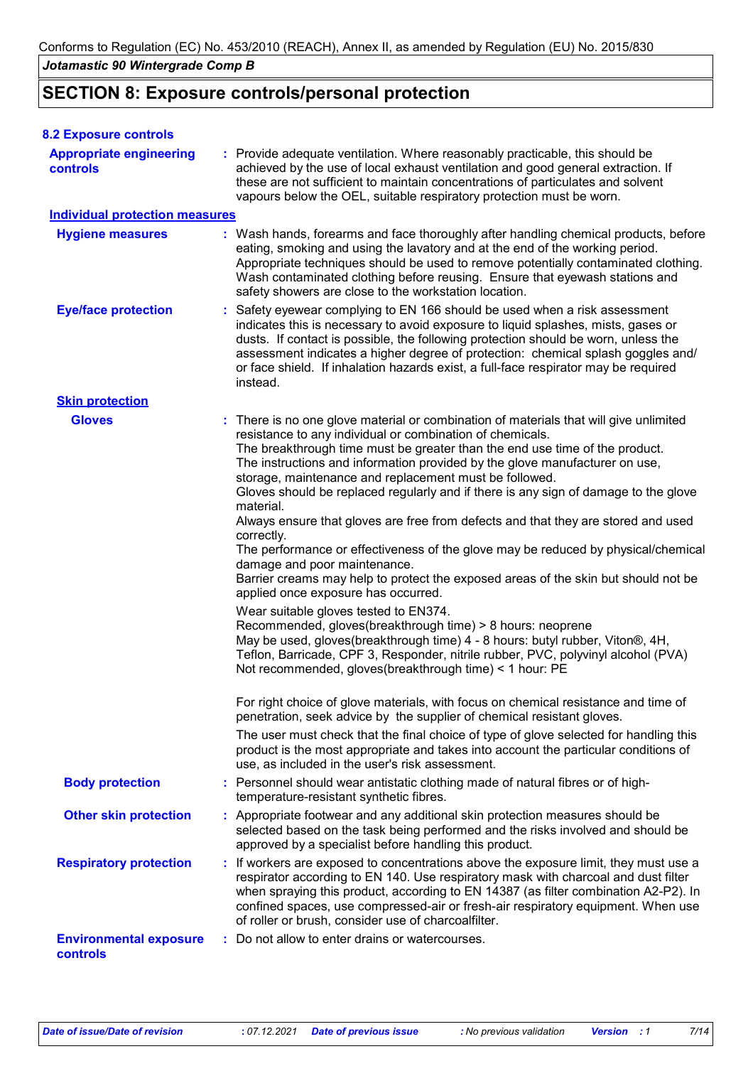## SECTION 8: Exposure controls/personal protection

### 8.2 Exposure controls

**Appropriate engineering controls** : Provide adequate ventilation. Where reasonably practicable, this should be achieved by the use of local exhaust ventilation and good general extraction. If these are not sufficient to maintain concentrations of particulates and solvent vapours below the OEL, suitable respiratory protection must be worn.

**Individual protection measures**

**Hygiene measures** : Wash hands, forearms and face thoroughly after handling chemical products, before eating, smoking and using the lavatory and at the end of the working period. Appropriate techniques should be used to remove potentially contaminated clothing. Wash contaminated clothing before reusing. Ensure that eyewash stations and safety showers are close to the workstation location.

**Eye/face protection** : Safety eyewear complying to EN 166 should be used when a risk assessment indicates this is necessary to avoid exposure to liquid splashes, mists, gases or dusts. If contact is possible, the following protection should be worn, unless the assessment indicates a higher degree of protection: chemical splash goggles and/ or face shield. If inhalation hazards exist, a full-face respirator may be required instead.

**Skin protection**

**Gloves** : There is no one glove material or combination of materials that will give unlimited resistance to any individual or combination of chemicals.
The breakthrough time must be greater than the end use time of the product.
The instructions and information provided by the glove manufacturer on use, storage, maintenance and replacement must be followed.
Gloves should be replaced regularly and if there is any sign of damage to the glove material.
Always ensure that gloves are free from defects and that they are stored and used correctly.
The performance or effectiveness of the glove may be reduced by physical/chemical damage and poor maintenance.
Barrier creams may help to protect the exposed areas of the skin but should not be applied once exposure has occurred.

Wear suitable gloves tested to EN374.
Recommended, gloves(breakthrough time) > 8 hours: neoprene
May be used, gloves(breakthrough time) 4 - 8 hours: butyl rubber, Viton®, 4H, Teflon, Barricade, CPF 3, Responder, nitrile rubber, PVC, polyvinyl alcohol (PVA)
Not recommended, gloves(breakthrough time) < 1 hour: PE

For right choice of glove materials, with focus on chemical resistance and time of penetration, seek advice by the supplier of chemical resistant gloves.

The user must check that the final choice of type of glove selected for handling this product is the most appropriate and takes into account the particular conditions of use, as included in the user's risk assessment.

**Body protection** : Personnel should wear antistatic clothing made of natural fibres or of high-temperature-resistant synthetic fibres.

**Other skin protection** : Appropriate footwear and any additional skin protection measures should be selected based on the task being performed and the risks involved and should be approved by a specialist before handling this product.

**Respiratory protection** : If workers are exposed to concentrations above the exposure limit, they must use a respirator according to EN 140. Use respiratory mask with charcoal and dust filter when spraying this product, according to EN 14387 (as filter combination A2-P2). In confined spaces, use compressed-air or fresh-air respiratory equipment. When use of roller or brush, consider use of charcoalfilter.

**Environmental exposure controls** : Do not allow to enter drains or watercourses.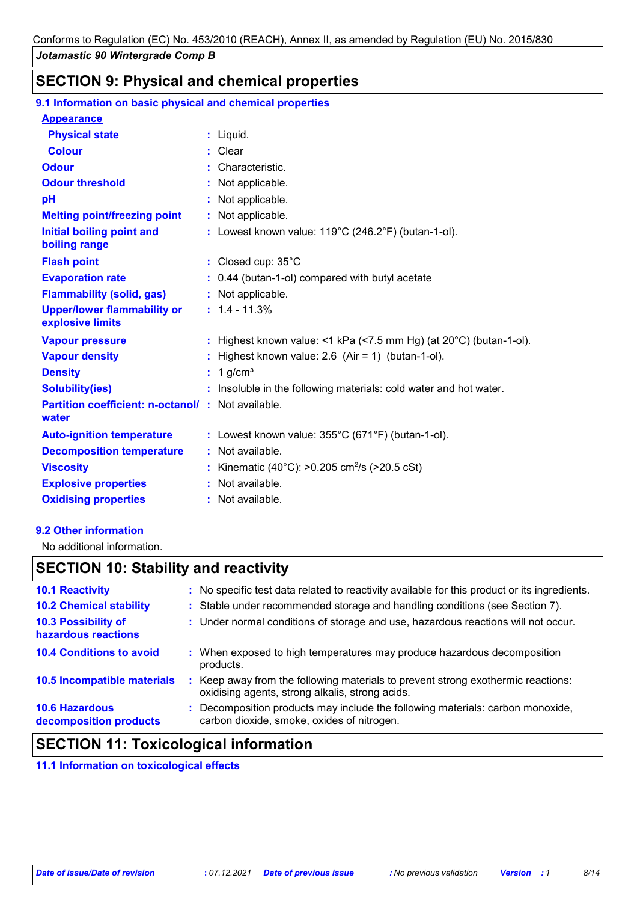## SECTION 9: Physical and chemical properties

### 9.1 Information on basic physical and chemical properties

| Property | Value |
|---|---|
| **Appearance** | |
| Physical state | Liquid. |
| Colour | Clear |
| Odour | Characteristic. |
| Odour threshold | Not applicable. |
| pH | Not applicable. |
| Melting point/freezing point | Not applicable. |
| Initial boiling point and boiling range | Lowest known value: 119°C (246.2°F) (butan-1-ol). |
| Flash point | Closed cup: 35°C |
| Evaporation rate | 0.44 (butan-1-ol) compared with butyl acetate |
| Flammability (solid, gas) | Not applicable. |
| Upper/lower flammability or explosive limits | 1.4 - 11.3% |
| Vapour pressure | Highest known value: <1 kPa (<7.5 mm Hg) (at 20°C) (butan-1-ol). |
| Vapour density | Highest known value: 2.6 (Air = 1) (butan-1-ol). |
| Density | 1 g/cm³ |
| Solubility(ies) | Insoluble in the following materials: cold water and hot water. |
| Partition coefficient: n-octanol/ water | Not available. |
| Auto-ignition temperature | Lowest known value: 355°C (671°F) (butan-1-ol). |
| Decomposition temperature | Not available. |
| Viscosity | Kinematic (40°C): >0.205 $cm^2/s$ (>20.5 cSt) |
| Explosive properties | Not available. |
| Oxidising properties | Not available. |

### 9.2 Other information

No additional information.

## SECTION 10: Stability and reactivity

| | |
|---|---|
| **10.1 Reactivity** | No specific test data related to reactivity available for this product or its ingredients. |
| **10.2 Chemical stability** | Stable under recommended storage and handling conditions (see Section 7). |
| **10.3 Possibility of hazardous reactions** | Under normal conditions of storage and use, hazardous reactions will not occur. |
| **10.4 Conditions to avoid** | When exposed to high temperatures may produce hazardous decomposition products. |
| **10.5 Incompatible materials** | Keep away from the following materials to prevent strong exothermic reactions: oxidising agents, strong alkalis, strong acids. |
| **10.6 Hazardous decomposition products** | Decomposition products may include the following materials: carbon monoxide, carbon dioxide, smoke, oxides of nitrogen. |

## SECTION 11: Toxicological information

### 11.1 Information on toxicological effects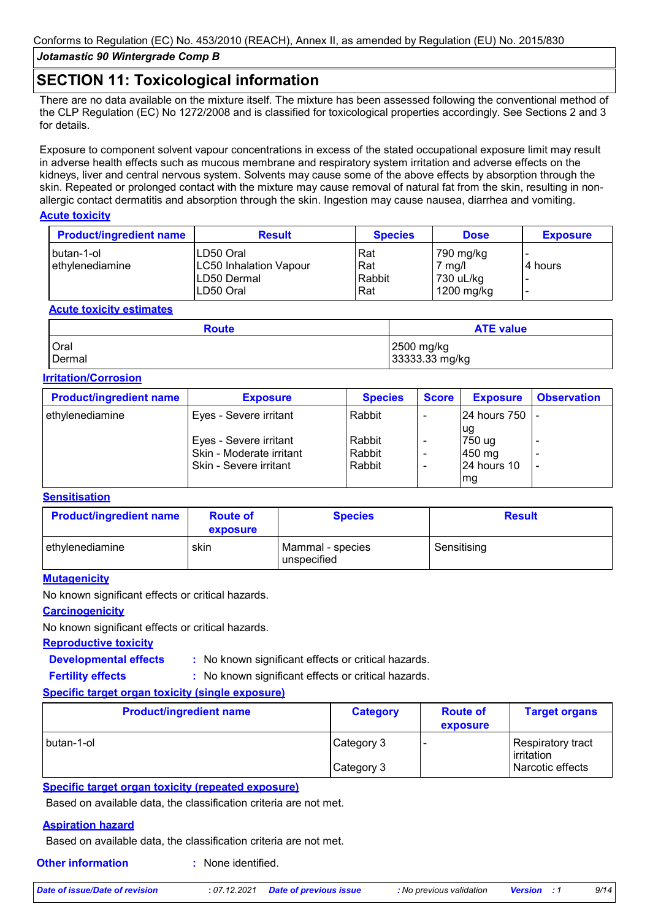## SECTION 11: Toxicological information

There are no data available on the mixture itself. The mixture has been assessed following the conventional method of the CLP Regulation (EC) No 1272/2008 and is classified for toxicological properties accordingly. See Sections 2 and 3 for details.

Exposure to component solvent vapour concentrations in excess of the stated occupational exposure limit may result in adverse health effects such as mucous membrane and respiratory system irritation and adverse effects on the kidneys, liver and central nervous system. Solvents may cause some of the above effects by absorption through the skin. Repeated or prolonged contact with the mixture may cause removal of natural fat from the skin, resulting in non-allergic contact dermatitis and absorption through the skin. Ingestion may cause nausea, diarrhea and vomiting.

### Acute toxicity

| Product/ingredient name | Result | Species | Dose | Exposure |
|---|---|---|---|---|
| butan-1-ol | LD50 Oral | Rat | 790 mg/kg | - |
| ethylenediamine | LC50 Inhalation Vapour | Rat | 7 mg/l | 4 hours |
| | LD50 Dermal | Rabbit | 730 uL/kg | - |
| | LD50 Oral | Rat | 1200 mg/kg | - |

### Acute toxicity estimates

| Route | ATE value |
|---|---|
| Oral | 2500 mg/kg |
| Dermal | 33333.33 mg/kg |

### Irritation/Corrosion

| Product/ingredient name | Exposure | Species | Score | Exposure | Observation |
|---|---|---|---|---|---|
| ethylenediamine | Eyes - Severe irritant | Rabbit | - | 24 hours 750 ug | - |
| | Eyes - Severe irritant | Rabbit | - | 750 ug | - |
| | Skin - Moderate irritant | Rabbit | - | 450 mg | - |
| | Skin - Severe irritant | Rabbit | - | 24 hours 10 mg | - |

### Sensitisation

| Product/ingredient name | Route of exposure | Species | Result |
|---|---|---|---|
| ethylenediamine | skin | Mammal - species unspecified | Sensitising |

### Mutagenicity

No known significant effects or critical hazards.

### Carcinogenicity

No known significant effects or critical hazards.

### Reproductive toxicity

**Developmental effects** : No known significant effects or critical hazards.

**Fertility effects** : No known significant effects or critical hazards.

### Specific target organ toxicity (single exposure)

| Product/ingredient name | Category | Route of exposure | Target organs |
|---|---|---|---|
| butan-1-ol | Category 3 | - | Respiratory tract irritation |
| | Category 3 | | Narcotic effects |

### Specific target organ toxicity (repeated exposure)

Based on available data, the classification criteria are not met.

### Aspiration hazard

Based on available data, the classification criteria are not met.

**Other information** : None identified.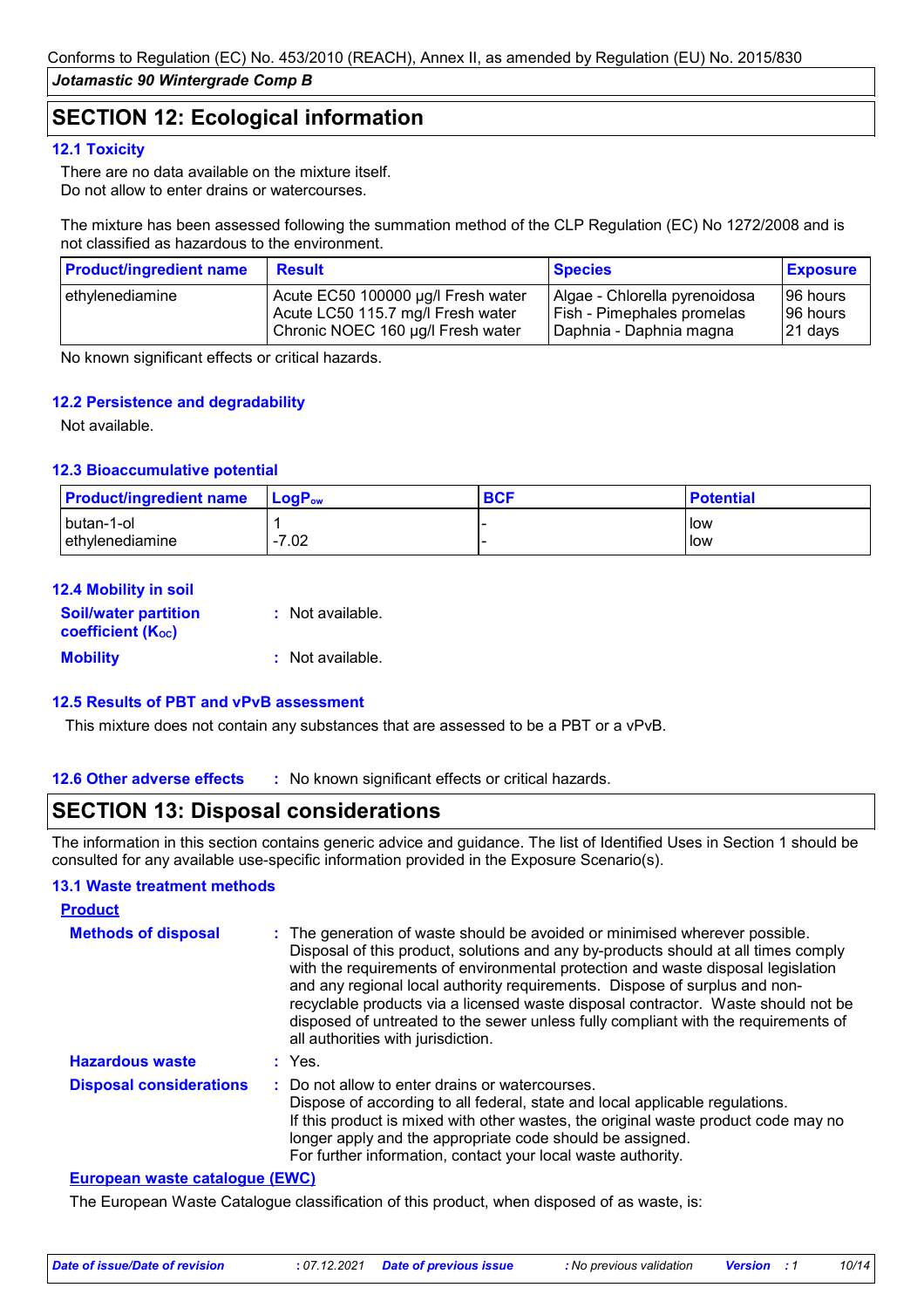Conforms to Regulation (EC) No. 453/2010 (REACH), Annex II, as amended by Regulation (EU) No. 2015/830

*Jotamastic 90 Wintergrade Comp B*

## SECTION 12: Ecological information

### 12.1 Toxicity

There are no data available on the mixture itself.
Do not allow to enter drains or watercourses.

The mixture has been assessed following the summation method of the CLP Regulation (EC) No 1272/2008 and is not classified as hazardous to the environment.

| Product/ingredient name | Result | Species | Exposure |
|---|---|---|---|
| ethylenediamine | Acute EC50 100000 µg/l Fresh water<br>Acute LC50 115.7 mg/l Fresh water<br>Chronic NOEC 160 µg/l Fresh water | Algae - Chlorella pyrenoidosa<br>Fish - Pimephales promelas<br>Daphnia - Daphnia magna | 96 hours<br>96 hours<br>21 days |

No known significant effects or critical hazards.

### 12.2 Persistence and degradability

Not available.

### 12.3 Bioaccumulative potential

| Product/ingredient name | $LogP_{ow}$ | BCF | Potential |
|---|---|---|---|
| butan-1-ol | 1 | - | low |
| ethylenediamine | -7.02 | - | low |

### 12.4 Mobility in soil

**Soil/water partition coefficient ($K_{OC}$)** : Not available.

**Mobility** : Not available.

### 12.5 Results of PBT and vPvB assessment

This mixture does not contain any substances that are assessed to be a PBT or a vPvB.

### 12.6 Other adverse effects

: No known significant effects or critical hazards.

## SECTION 13: Disposal considerations

The information in this section contains generic advice and guidance. The list of Identified Uses in Section 1 should be consulted for any available use-specific information provided in the Exposure Scenario(s).

### 13.1 Waste treatment methods

**Product**

**Methods of disposal** : The generation of waste should be avoided or minimised wherever possible. Disposal of this product, solutions and any by-products should at all times comply with the requirements of environmental protection and waste disposal legislation and any regional local authority requirements. Dispose of surplus and non-recyclable products via a licensed waste disposal contractor. Waste should not be disposed of untreated to the sewer unless fully compliant with the requirements of all authorities with jurisdiction.

**Hazardous waste** : Yes.

**Disposal considerations** : Do not allow to enter drains or watercourses.
Dispose of according to all federal, state and local applicable regulations.
If this product is mixed with other wastes, the original waste product code may no longer apply and the appropriate code should be assigned.
For further information, contact your local waste authority.

**European waste catalogue (EWC)**

The European Waste Catalogue classification of this product, when disposed of as waste, is:

*Date of issue/Date of revision* : 07.12.2021 *Date of previous issue* : No previous validation *Version* : 1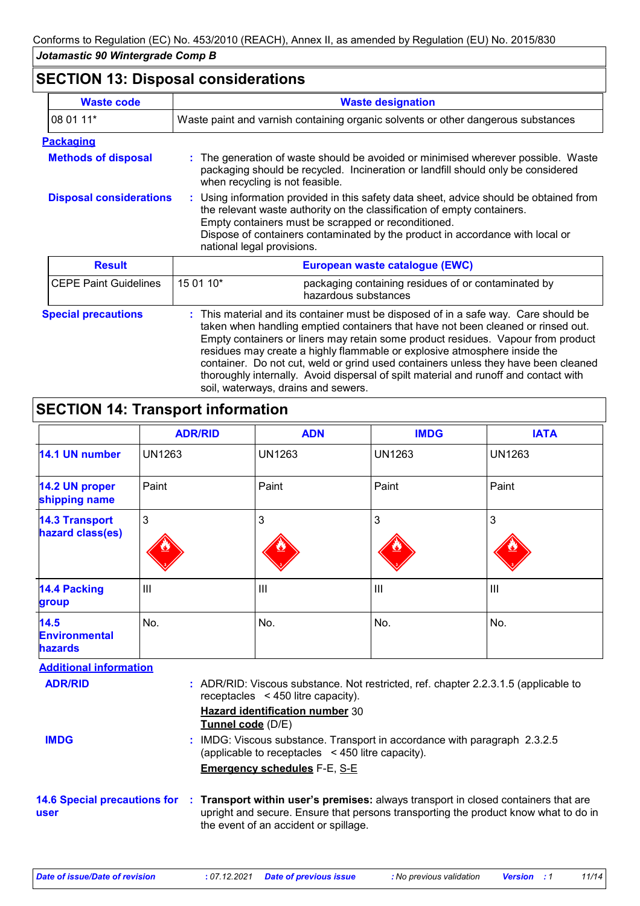## SECTION 13: Disposal considerations

| Waste code | Waste designation |
|---|---|
| 08 01 11* | Waste paint and varnish containing organic solvents or other dangerous substances |

**Packaging**

**Methods of disposal** : The generation of waste should be avoided or minimised wherever possible. Waste packaging should be recycled. Incineration or landfill should only be considered when recycling is not feasible.

**Disposal considerations** : Using information provided in this safety data sheet, advice should be obtained from the relevant waste authority on the classification of empty containers. Empty containers must be scrapped or reconditioned. Dispose of containers contaminated by the product in accordance with local or national legal provisions.

| Result | European waste catalogue (EWC) | |
|---|---|---|
| CEPE Paint Guidelines | 15 01 10* | packaging containing residues of or contaminated by hazardous substances |

**Special precautions** : This material and its container must be disposed of in a safe way. Care should be taken when handling emptied containers that have not been cleaned or rinsed out. Empty containers or liners may retain some product residues. Vapour from product residues may create a highly flammable or explosive atmosphere inside the container. Do not cut, weld or grind used containers unless they have been cleaned thoroughly internally. Avoid dispersal of spilt material and runoff and contact with soil, waterways, drains and sewers.

## SECTION 14: Transport information

| | ADR/RID | ADN | IMDG | IATA |
|---|---|---|---|---|
| 14.1 UN number | UN1263 | UN1263 | UN1263 | UN1263 |
| 14.2 UN proper shipping name | Paint | Paint | Paint | Paint |
| 14.3 Transport hazard class(es) | 3 | 3 | 3 | 3 |
| 14.4 Packing group | III | III | III | III |
| 14.5 Environmental hazards | No. | No. | No. | No. |

**Additional information**

**ADR/RID** : ADR/RID: Viscous substance. Not restricted, ref. chapter 2.2.3.1.5 (applicable to receptacles < 450 litre capacity).
**Hazard identification number** 30
**Tunnel code** (D/E)

**IMDG** : IMDG: Viscous substance. Transport in accordance with paragraph 2.3.2.5 (applicable to receptacles < 450 litre capacity).
**Emergency schedules** F-E, S-E

**14.6 Special precautions for user** : **Transport within user's premises:** always transport in closed containers that are upright and secure. Ensure that persons transporting the product know what to do in the event of an accident or spillage.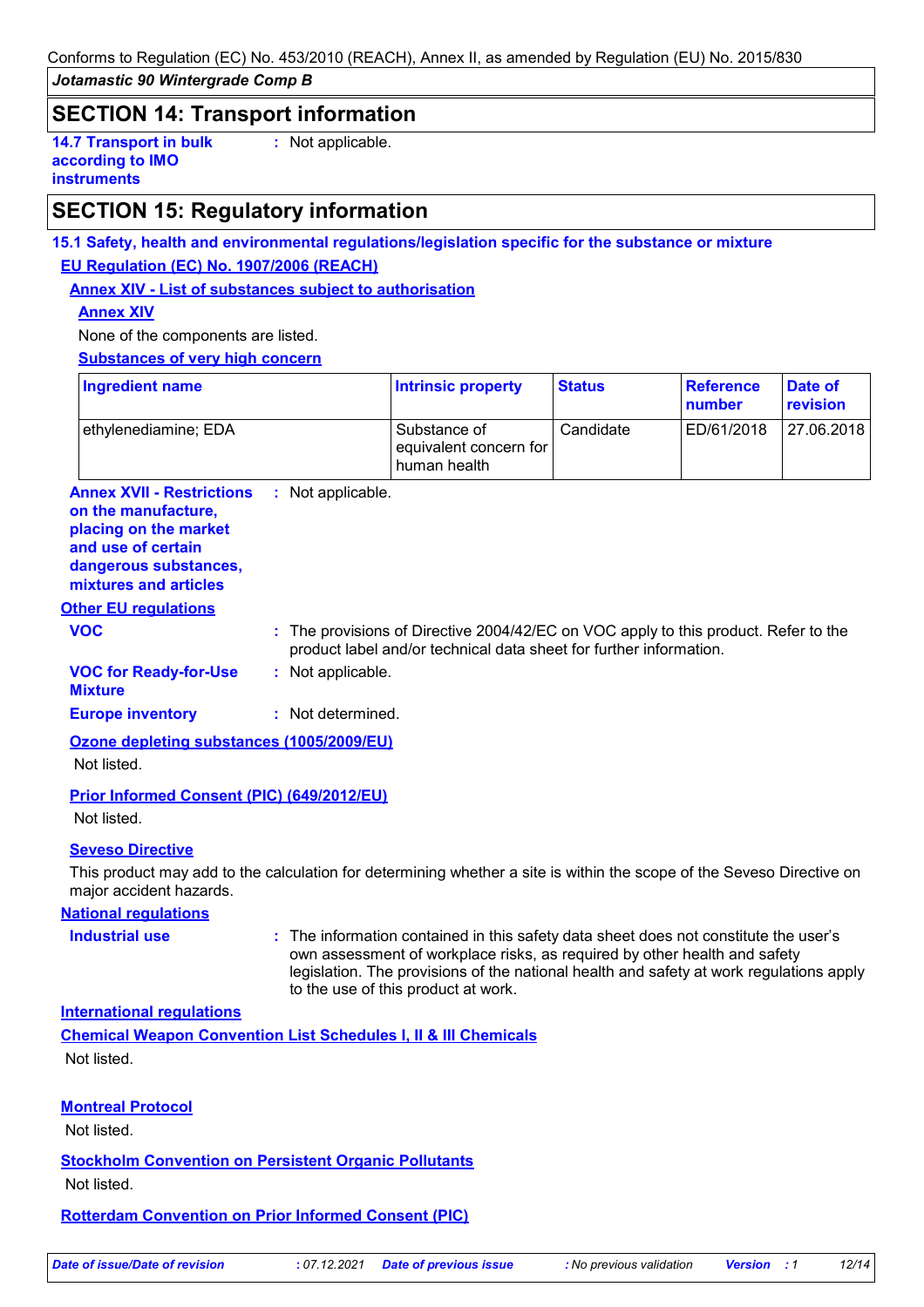## SECTION 14: Transport information

**14.7 Transport in bulk according to IMO instruments** : Not applicable.

## SECTION 15: Regulatory information

### 15.1 Safety, health and environmental regulations/legislation specific for the substance or mixture

**EU Regulation (EC) No. 1907/2006 (REACH)**

**Annex XIV - List of substances subject to authorisation**

**Annex XIV**

None of the components are listed.

**Substances of very high concern**

| Ingredient name | Intrinsic property | Status | Reference number | Date of revision |
|---|---|---|---|---|
| ethylenediamine; EDA | Substance of equivalent concern for human health | Candidate | ED/61/2018 | 27.06.2018 |

**Annex XVII - Restrictions on the manufacture, placing on the market and use of certain dangerous substances, mixtures and articles** : Not applicable.

**Other EU regulations**

**VOC** : The provisions of Directive 2004/42/EC on VOC apply to this product. Refer to the product label and/or technical data sheet for further information.

**VOC for Ready-for-Use Mixture** : Not applicable.

**Europe inventory** : Not determined.

**Ozone depleting substances (1005/2009/EU)**

Not listed.

**Prior Informed Consent (PIC) (649/2012/EU)**

Not listed.

**Seveso Directive**

This product may add to the calculation for determining whether a site is within the scope of the Seveso Directive on major accident hazards.

**National regulations**

**Industrial use** : The information contained in this safety data sheet does not constitute the user's own assessment of workplace risks, as required by other health and safety legislation. The provisions of the national health and safety at work regulations apply to the use of this product at work.

**International regulations**

**Chemical Weapon Convention List Schedules I, II & III Chemicals**

Not listed.

**Montreal Protocol**

Not listed.

**Stockholm Convention on Persistent Organic Pollutants**

Not listed.

**Rotterdam Convention on Prior Informed Consent (PIC)**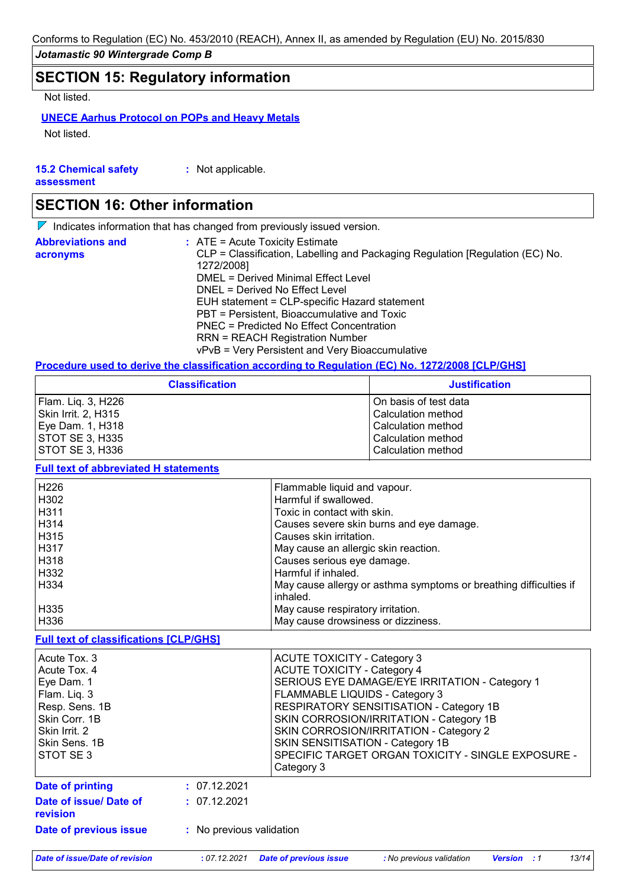## SECTION 15: Regulatory information

Not listed.

**UNECE Aarhus Protocol on POPs and Heavy Metals**

Not listed.

**15.2 Chemical safety assessment** : Not applicable.

## SECTION 16: Other information

Indicates information that has changed from previously issued version.

**Abbreviations and acronyms** :
ATE = Acute Toxicity Estimate
CLP = Classification, Labelling and Packaging Regulation [Regulation (EC) No. 1272/2008]
DMEL = Derived Minimal Effect Level
DNEL = Derived No Effect Level
EUH statement = CLP-specific Hazard statement
PBT = Persistent, Bioaccumulative and Toxic
PNEC = Predicted No Effect Concentration
RRN = REACH Registration Number
vPvB = Very Persistent and Very Bioaccumulative

**Procedure used to derive the classification according to Regulation (EC) No. 1272/2008 [CLP/GHS]**

| Classification | Justification |
|---|---|
| Flam. Liq. 3, H226 | On basis of test data |
| Skin Irrit. 2, H315 | Calculation method |
| Eye Dam. 1, H318 | Calculation method |
| STOT SE 3, H335 | Calculation method |
| STOT SE 3, H336 | Calculation method |

**Full text of abbreviated H statements**

| | |
|---|---|
| H226 | Flammable liquid and vapour. |
| H302 | Harmful if swallowed. |
| H311 | Toxic in contact with skin. |
| H314 | Causes severe skin burns and eye damage. |
| H315 | Causes skin irritation. |
| H317 | May cause an allergic skin reaction. |
| H318 | Causes serious eye damage. |
| H332 | Harmful if inhaled. |
| H334 | May cause allergy or asthma symptoms or breathing difficulties if inhaled. |
| H335 | May cause respiratory irritation. |
| H336 | May cause drowsiness or dizziness. |

**Full text of classifications [CLP/GHS]**

| | |
|---|---|
| Acute Tox. 3 | ACUTE TOXICITY - Category 3 |
| Acute Tox. 4 | ACUTE TOXICITY - Category 4 |
| Eye Dam. 1 | SERIOUS EYE DAMAGE/EYE IRRITATION - Category 1 |
| Flam. Liq. 3 | FLAMMABLE LIQUIDS - Category 3 |
| Resp. Sens. 1B | RESPIRATORY SENSITISATION - Category 1B |
| Skin Corr. 1B | SKIN CORROSION/IRRITATION - Category 1B |
| Skin Irrit. 2 | SKIN CORROSION/IRRITATION - Category 2 |
| Skin Sens. 1B | SKIN SENSITISATION - Category 1B |
| STOT SE 3 | SPECIFIC TARGET ORGAN TOXICITY - SINGLE EXPOSURE - Category 3 |

**Date of printing** : 07.12.2021

**Date of issue/ Date of revision** : 07.12.2021

**Date of previous issue** : No previous validation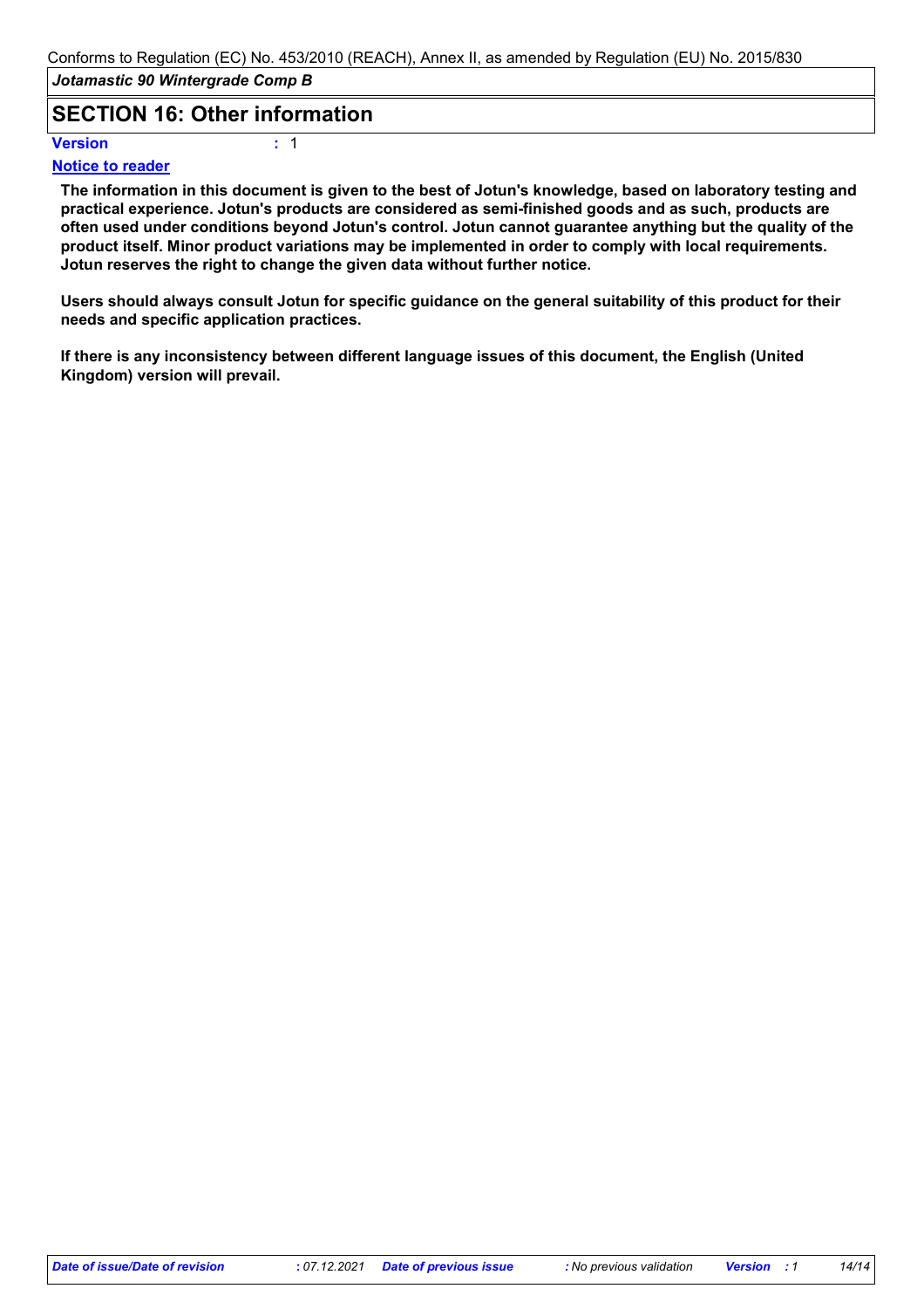## SECTION 16: Other information

**Version** : 1

**Notice to reader**

**The information in this document is given to the best of Jotun's knowledge, based on laboratory testing and practical experience. Jotun's products are considered as semi-finished goods and as such, products are often used under conditions beyond Jotun's control. Jotun cannot guarantee anything but the quality of the product itself. Minor product variations may be implemented in order to comply with local requirements. Jotun reserves the right to change the given data without further notice.**

**Users should always consult Jotun for specific guidance on the general suitability of this product for their needs and specific application practices.**

**If there is any inconsistency between different language issues of this document, the English (United Kingdom) version will prevail.**